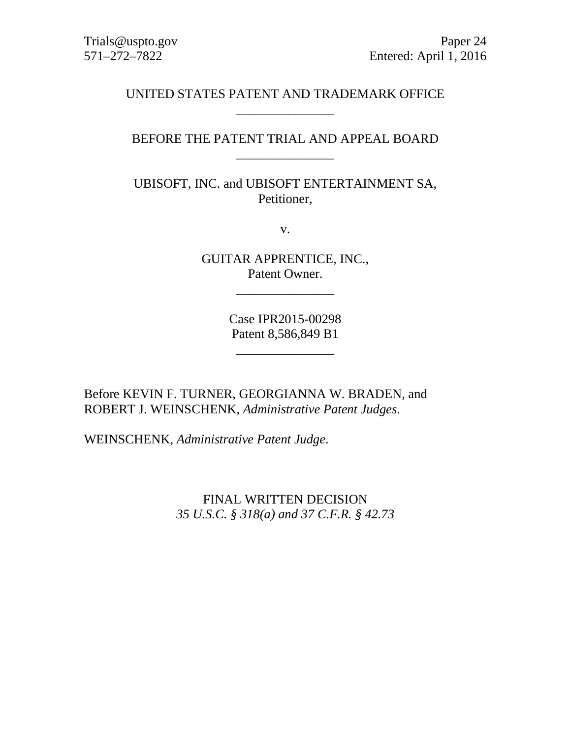Trials@uspto.gov
571–272–7822

Paper 24
Entered: April 1, 2016

UNITED STATES PATENT AND TRADEMARK OFFICE

\_\_\_\_\_\_\_\_\_\_\_\_\_\_\_

BEFORE THE PATENT TRIAL AND APPEAL BOARD

\_\_\_\_\_\_\_\_\_\_\_\_\_\_\_

UBISOFT, INC. and UBISOFT ENTERTAINMENT SA,
Petitioner,

v.

GUITAR APPRENTICE, INC.,
Patent Owner.

\_\_\_\_\_\_\_\_\_\_\_\_\_\_\_

Case IPR2015-00298
Patent 8,586,849 B1

\_\_\_\_\_\_\_\_\_\_\_\_\_\_\_

Before KEVIN F. TURNER, GEORGIANNA W. BRADEN, and ROBERT J. WEINSCHENK, *Administrative Patent Judges*.

WEINSCHENK, *Administrative Patent Judge*.

FINAL WRITTEN DECISION
*35 U.S.C. § 318(a) and 37 C.F.R. § 42.73*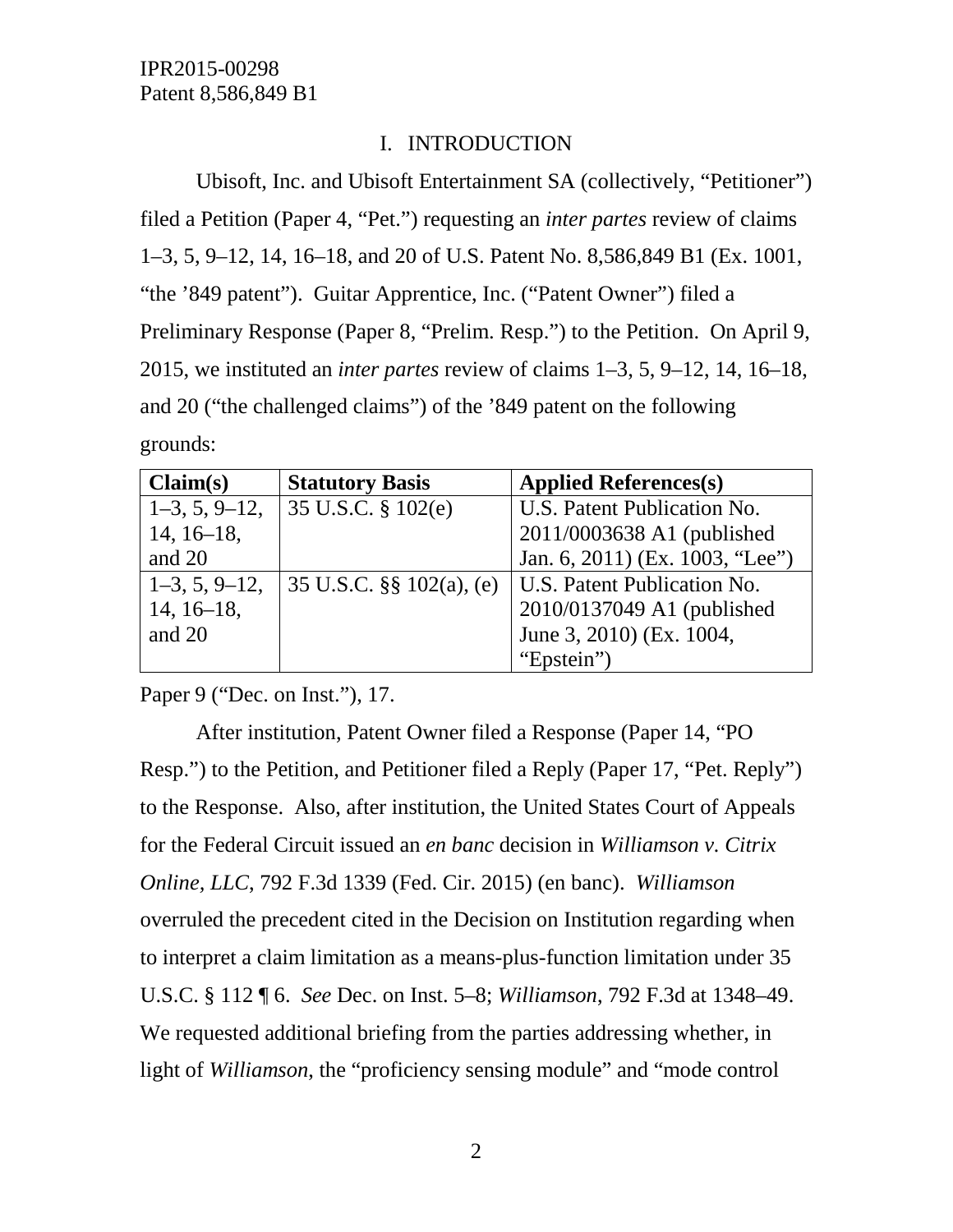## I. INTRODUCTION

Ubisoft, Inc. and Ubisoft Entertainment SA (collectively, "Petitioner") filed a Petition (Paper 4, "Pet.") requesting an *inter partes* review of claims 1–3, 5, 9–12, 14, 16–18, and 20 of U.S. Patent No. 8,586,849 B1 (Ex. 1001, "the '849 patent"). Guitar Apprentice, Inc. ("Patent Owner") filed a Preliminary Response (Paper 8, "Prelim. Resp.") to the Petition. On April 9, 2015, we instituted an *inter partes* review of claims 1–3, 5, 9–12, 14, 16–18, and 20 ("the challenged claims") of the '849 patent on the following grounds:

| Claim(s) | Statutory Basis | Applied References(s) |
|---|---|---|
| 1–3, 5, 9–12, 14, 16–18, and 20 | 35 U.S.C. § 102(e) | U.S. Patent Publication No. 2011/0003638 A1 (published Jan. 6, 2011) (Ex. 1003, "Lee") |
| 1–3, 5, 9–12, 14, 16–18, and 20 | 35 U.S.C. §§ 102(a), (e) | U.S. Patent Publication No. 2010/0137049 A1 (published June 3, 2010) (Ex. 1004, "Epstein") |

Paper 9 ("Dec. on Inst."), 17.

After institution, Patent Owner filed a Response (Paper 14, "PO Resp.") to the Petition, and Petitioner filed a Reply (Paper 17, "Pet. Reply") to the Response. Also, after institution, the United States Court of Appeals for the Federal Circuit issued an *en banc* decision in *Williamson v. Citrix Online, LLC*, 792 F.3d 1339 (Fed. Cir. 2015) (en banc). *Williamson* overruled the precedent cited in the Decision on Institution regarding when to interpret a claim limitation as a means-plus-function limitation under 35 U.S.C. § 112 ¶ 6. *See* Dec. on Inst. 5–8; *Williamson*, 792 F.3d at 1348–49. We requested additional briefing from the parties addressing whether, in light of *Williamson*, the "proficiency sensing module" and "mode control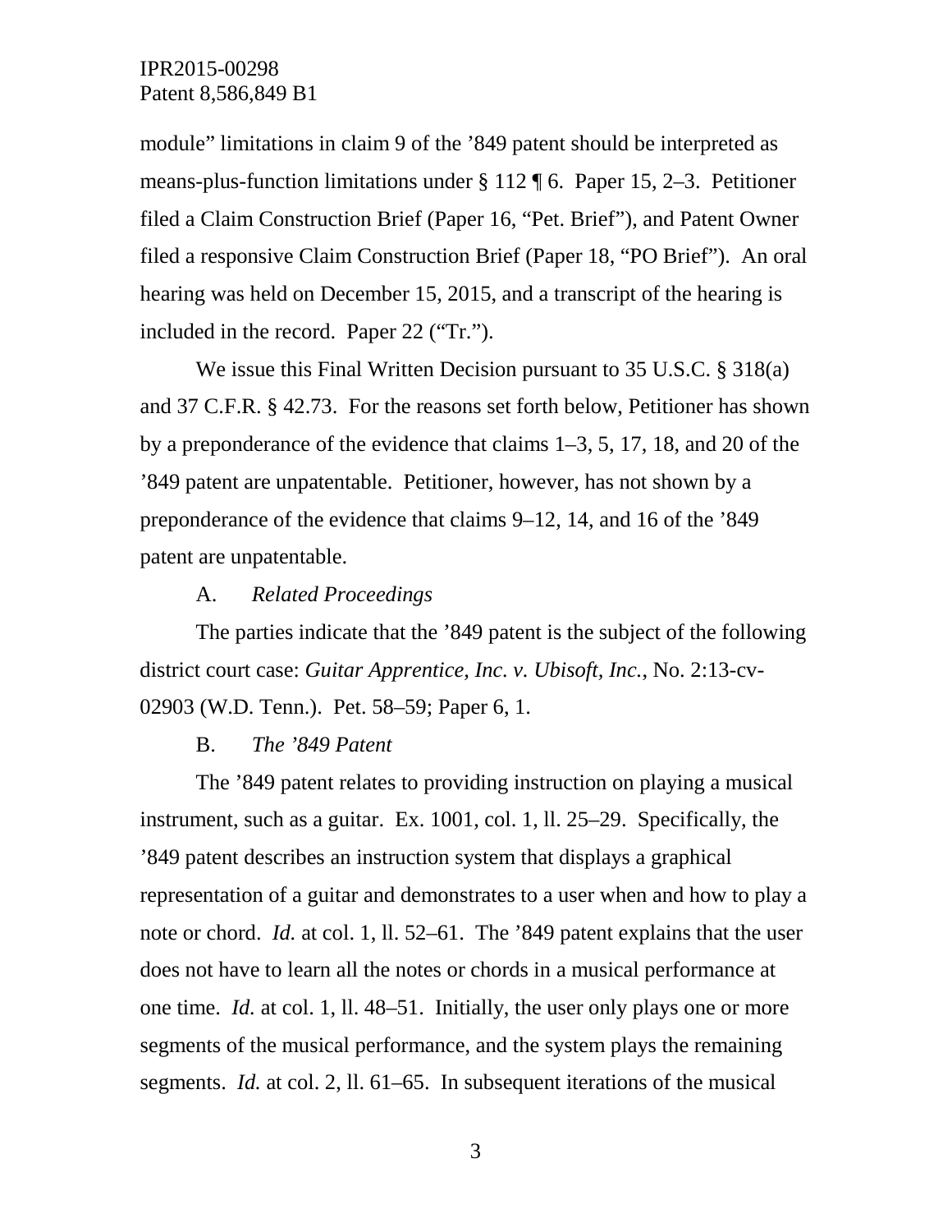module" limitations in claim 9 of the '849 patent should be interpreted as means-plus-function limitations under § 112 ¶ 6. Paper 15, 2–3. Petitioner filed a Claim Construction Brief (Paper 16, "Pet. Brief"), and Patent Owner filed a responsive Claim Construction Brief (Paper 18, "PO Brief"). An oral hearing was held on December 15, 2015, and a transcript of the hearing is included in the record. Paper 22 ("Tr.").

We issue this Final Written Decision pursuant to 35 U.S.C. § 318(a) and 37 C.F.R. § 42.73. For the reasons set forth below, Petitioner has shown by a preponderance of the evidence that claims 1–3, 5, 17, 18, and 20 of the '849 patent are unpatentable. Petitioner, however, has not shown by a preponderance of the evidence that claims 9–12, 14, and 16 of the '849 patent are unpatentable.

A. *Related Proceedings*

The parties indicate that the '849 patent is the subject of the following district court case: *Guitar Apprentice, Inc. v. Ubisoft, Inc.*, No. 2:13-cv-02903 (W.D. Tenn.). Pet. 58–59; Paper 6, 1.

B. *The '849 Patent*

The '849 patent relates to providing instruction on playing a musical instrument, such as a guitar. Ex. 1001, col. 1, ll. 25–29. Specifically, the '849 patent describes an instruction system that displays a graphical representation of a guitar and demonstrates to a user when and how to play a note or chord. *Id.* at col. 1, ll. 52–61. The '849 patent explains that the user does not have to learn all the notes or chords in a musical performance at one time. *Id.* at col. 1, ll. 48–51. Initially, the user only plays one or more segments of the musical performance, and the system plays the remaining segments. *Id.* at col. 2, ll. 61–65. In subsequent iterations of the musical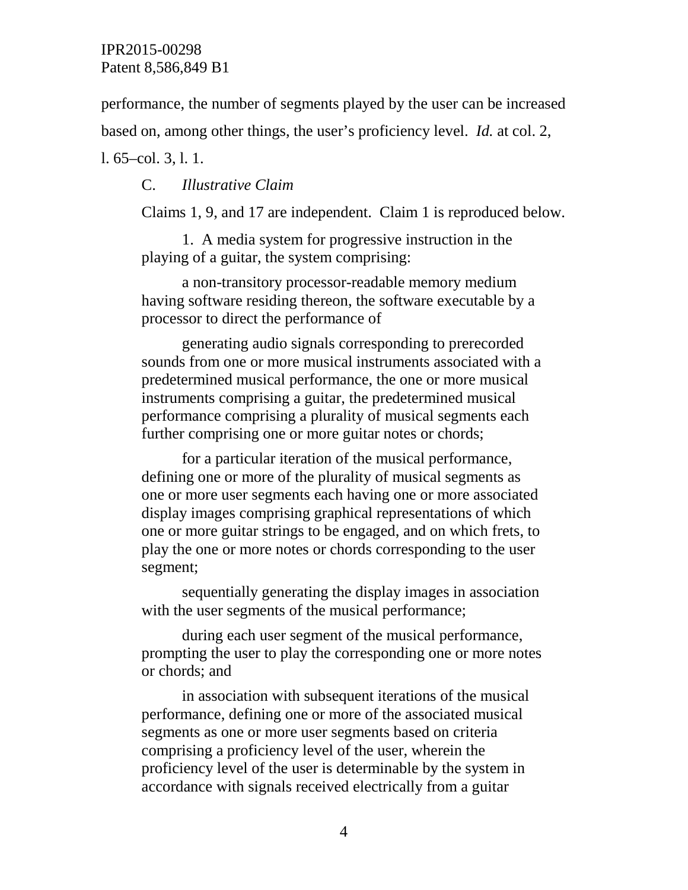performance, the number of segments played by the user can be increased based on, among other things, the user's proficiency level. *Id.* at col. 2, l. 65–col. 3, l. 1.

### C. *Illustrative Claim*

Claims 1, 9, and 17 are independent. Claim 1 is reproduced below.

> 1. A media system for progressive instruction in the playing of a guitar, the system comprising:
>
> a non-transitory processor-readable memory medium having software residing thereon, the software executable by a processor to direct the performance of
>
> generating audio signals corresponding to prerecorded sounds from one or more musical instruments associated with a predetermined musical performance, the one or more musical instruments comprising a guitar, the predetermined musical performance comprising a plurality of musical segments each further comprising one or more guitar notes or chords;
>
> for a particular iteration of the musical performance, defining one or more of the plurality of musical segments as one or more user segments each having one or more associated display images comprising graphical representations of which one or more guitar strings to be engaged, and on which frets, to play the one or more notes or chords corresponding to the user segment;
>
> sequentially generating the display images in association with the user segments of the musical performance;
>
> during each user segment of the musical performance, prompting the user to play the corresponding one or more notes or chords; and
>
> in association with subsequent iterations of the musical performance, defining one or more of the associated musical segments as one or more user segments based on criteria comprising a proficiency level of the user, wherein the proficiency level of the user is determinable by the system in accordance with signals received electrically from a guitar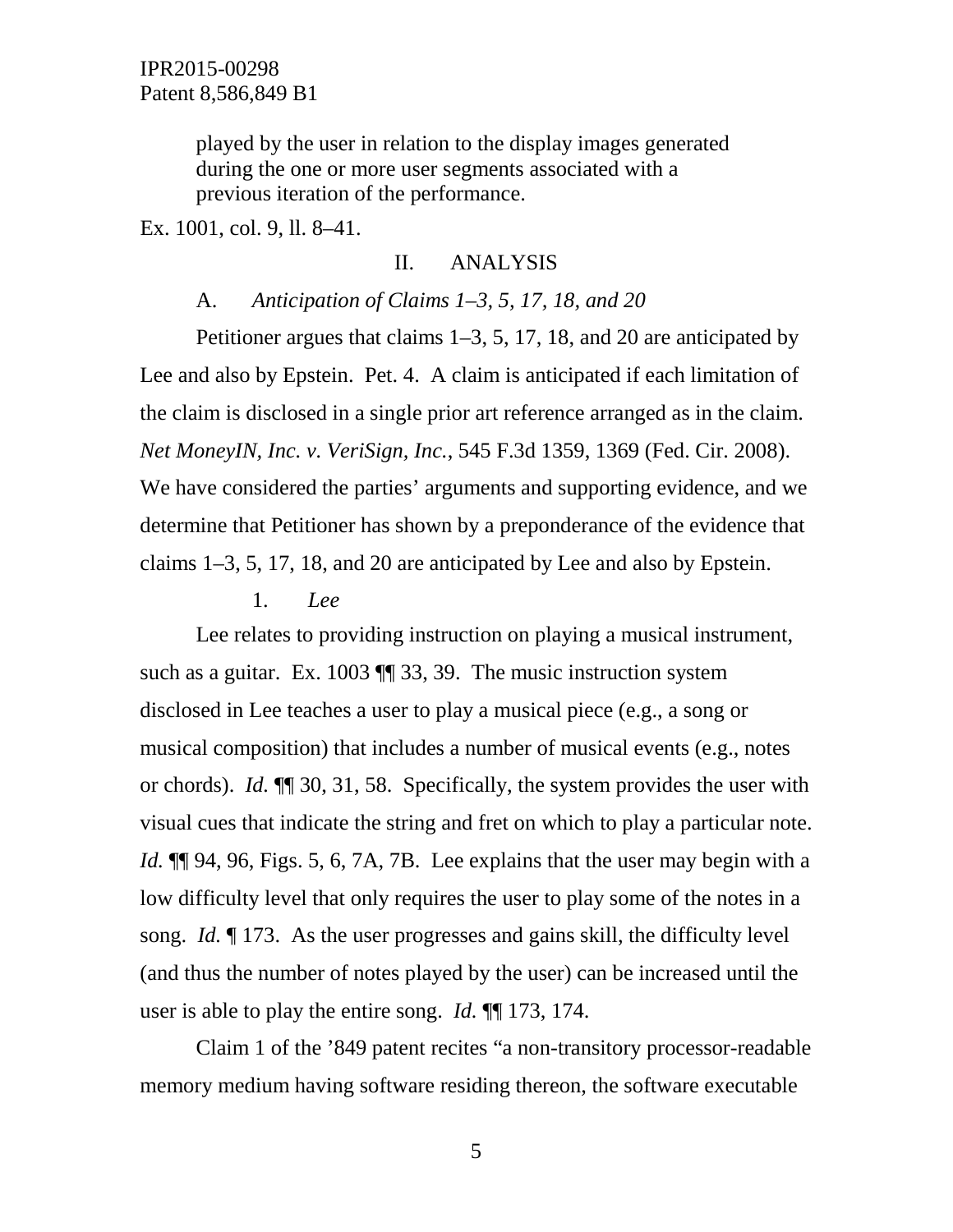played by the user in relation to the display images generated during the one or more user segments associated with a previous iteration of the performance.

Ex. 1001, col. 9, ll. 8–41.

## II. ANALYSIS

### A. *Anticipation of Claims 1–3, 5, 17, 18, and 20*

Petitioner argues that claims 1–3, 5, 17, 18, and 20 are anticipated by Lee and also by Epstein. Pet. 4. A claim is anticipated if each limitation of the claim is disclosed in a single prior art reference arranged as in the claim. *Net MoneyIN, Inc. v. VeriSign, Inc.*, 545 F.3d 1359, 1369 (Fed. Cir. 2008). We have considered the parties' arguments and supporting evidence, and we determine that Petitioner has shown by a preponderance of the evidence that claims 1–3, 5, 17, 18, and 20 are anticipated by Lee and also by Epstein.

#### 1. *Lee*

Lee relates to providing instruction on playing a musical instrument, such as a guitar. Ex. 1003 ¶¶ 33, 39. The music instruction system disclosed in Lee teaches a user to play a musical piece (e.g., a song or musical composition) that includes a number of musical events (e.g., notes or chords). *Id.* ¶¶ 30, 31, 58. Specifically, the system provides the user with visual cues that indicate the string and fret on which to play a particular note. *Id.* ¶¶ 94, 96, Figs. 5, 6, 7A, 7B. Lee explains that the user may begin with a low difficulty level that only requires the user to play some of the notes in a song. *Id.* ¶ 173. As the user progresses and gains skill, the difficulty level (and thus the number of notes played by the user) can be increased until the user is able to play the entire song. *Id.* ¶¶ 173, 174.

Claim 1 of the '849 patent recites "a non-transitory processor-readable memory medium having software residing thereon, the software executable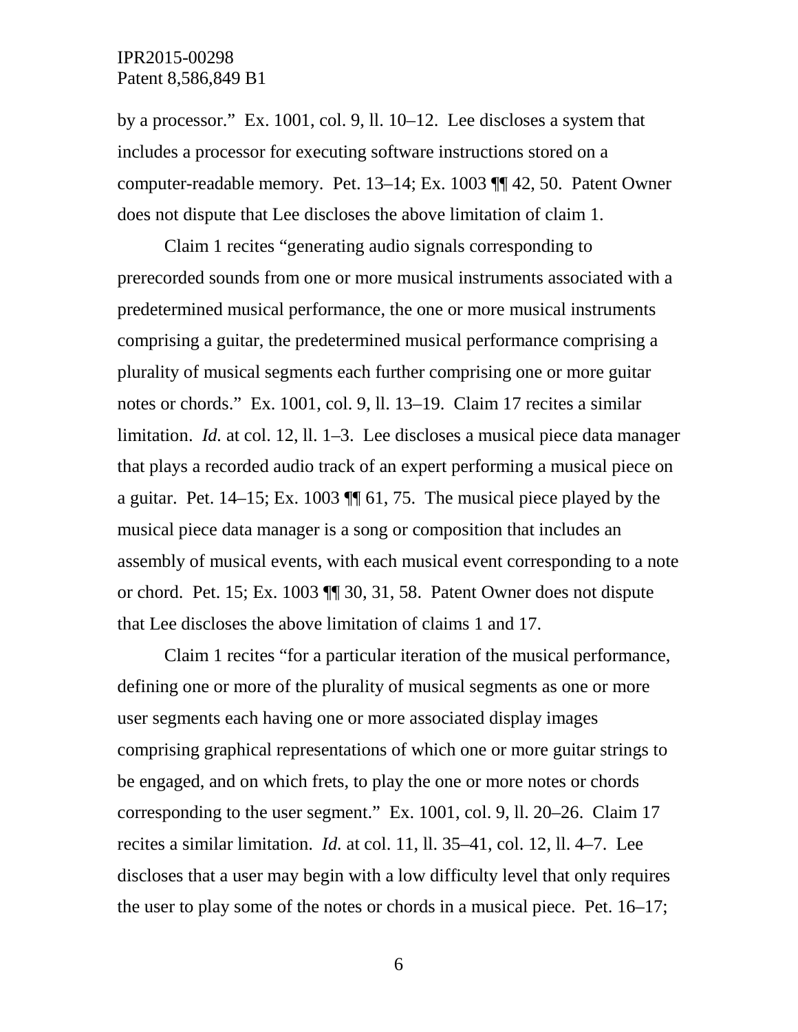by a processor." Ex. 1001, col. 9, ll. 10–12. Lee discloses a system that includes a processor for executing software instructions stored on a computer-readable memory. Pet. 13–14; Ex. 1003 ¶¶ 42, 50. Patent Owner does not dispute that Lee discloses the above limitation of claim 1.

Claim 1 recites "generating audio signals corresponding to prerecorded sounds from one or more musical instruments associated with a predetermined musical performance, the one or more musical instruments comprising a guitar, the predetermined musical performance comprising a plurality of musical segments each further comprising one or more guitar notes or chords." Ex. 1001, col. 9, ll. 13–19. Claim 17 recites a similar limitation. *Id.* at col. 12, ll. 1–3. Lee discloses a musical piece data manager that plays a recorded audio track of an expert performing a musical piece on a guitar. Pet. 14–15; Ex. 1003 ¶¶ 61, 75. The musical piece played by the musical piece data manager is a song or composition that includes an assembly of musical events, with each musical event corresponding to a note or chord. Pet. 15; Ex. 1003 ¶¶ 30, 31, 58. Patent Owner does not dispute that Lee discloses the above limitation of claims 1 and 17.

Claim 1 recites "for a particular iteration of the musical performance, defining one or more of the plurality of musical segments as one or more user segments each having one or more associated display images comprising graphical representations of which one or more guitar strings to be engaged, and on which frets, to play the one or more notes or chords corresponding to the user segment." Ex. 1001, col. 9, ll. 20–26. Claim 17 recites a similar limitation. *Id.* at col. 11, ll. 35–41, col. 12, ll. 4–7. Lee discloses that a user may begin with a low difficulty level that only requires the user to play some of the notes or chords in a musical piece. Pet. 16–17;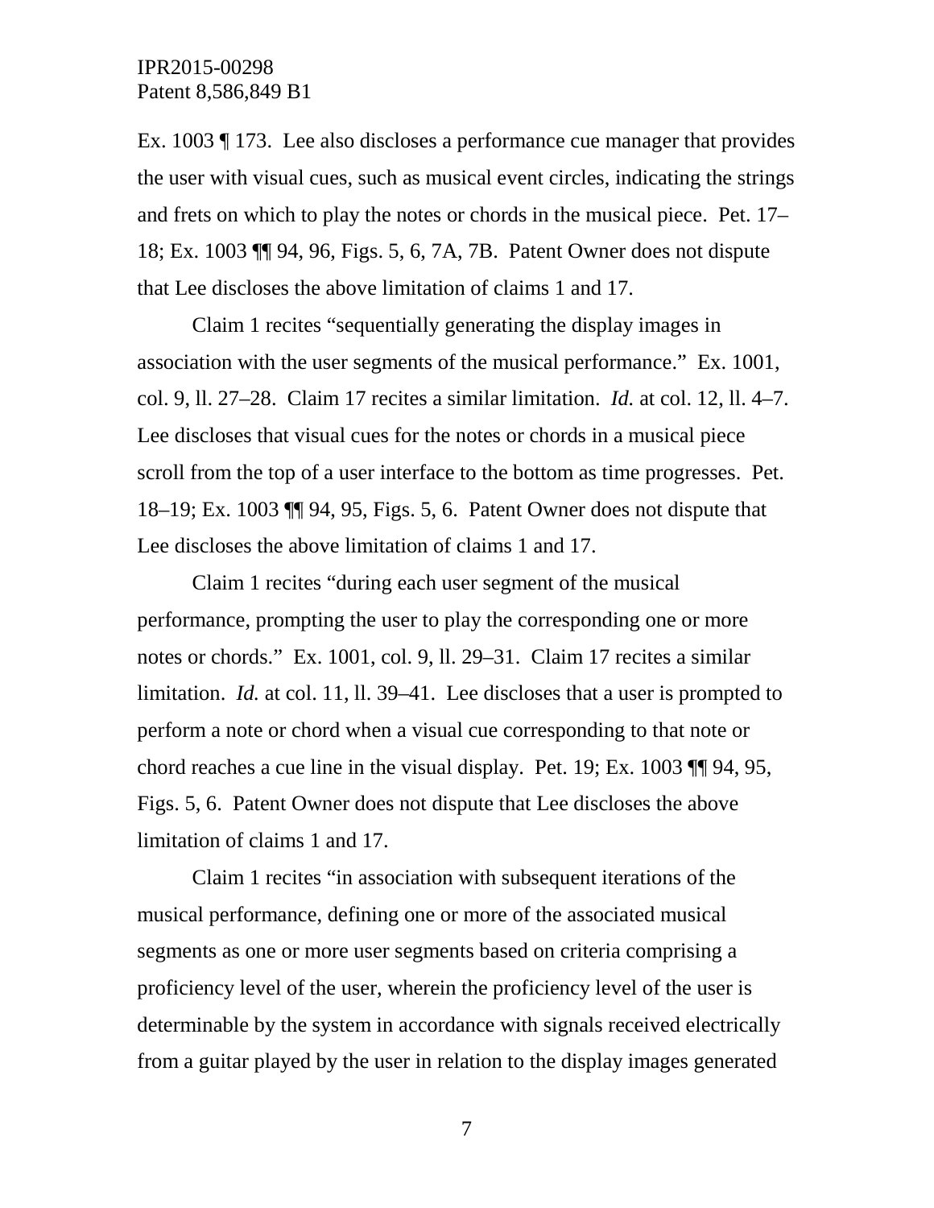Ex. 1003 ¶ 173. Lee also discloses a performance cue manager that provides the user with visual cues, such as musical event circles, indicating the strings and frets on which to play the notes or chords in the musical piece. Pet. 17–18; Ex. 1003 ¶¶ 94, 96, Figs. 5, 6, 7A, 7B. Patent Owner does not dispute that Lee discloses the above limitation of claims 1 and 17.

Claim 1 recites "sequentially generating the display images in association with the user segments of the musical performance." Ex. 1001, col. 9, ll. 27–28. Claim 17 recites a similar limitation. *Id.* at col. 12, ll. 4–7. Lee discloses that visual cues for the notes or chords in a musical piece scroll from the top of a user interface to the bottom as time progresses. Pet. 18–19; Ex. 1003 ¶¶ 94, 95, Figs. 5, 6. Patent Owner does not dispute that Lee discloses the above limitation of claims 1 and 17.

Claim 1 recites "during each user segment of the musical performance, prompting the user to play the corresponding one or more notes or chords." Ex. 1001, col. 9, ll. 29–31. Claim 17 recites a similar limitation. *Id.* at col. 11, ll. 39–41. Lee discloses that a user is prompted to perform a note or chord when a visual cue corresponding to that note or chord reaches a cue line in the visual display. Pet. 19; Ex. 1003 ¶¶ 94, 95, Figs. 5, 6. Patent Owner does not dispute that Lee discloses the above limitation of claims 1 and 17.

Claim 1 recites "in association with subsequent iterations of the musical performance, defining one or more of the associated musical segments as one or more user segments based on criteria comprising a proficiency level of the user, wherein the proficiency level of the user is determinable by the system in accordance with signals received electrically from a guitar played by the user in relation to the display images generated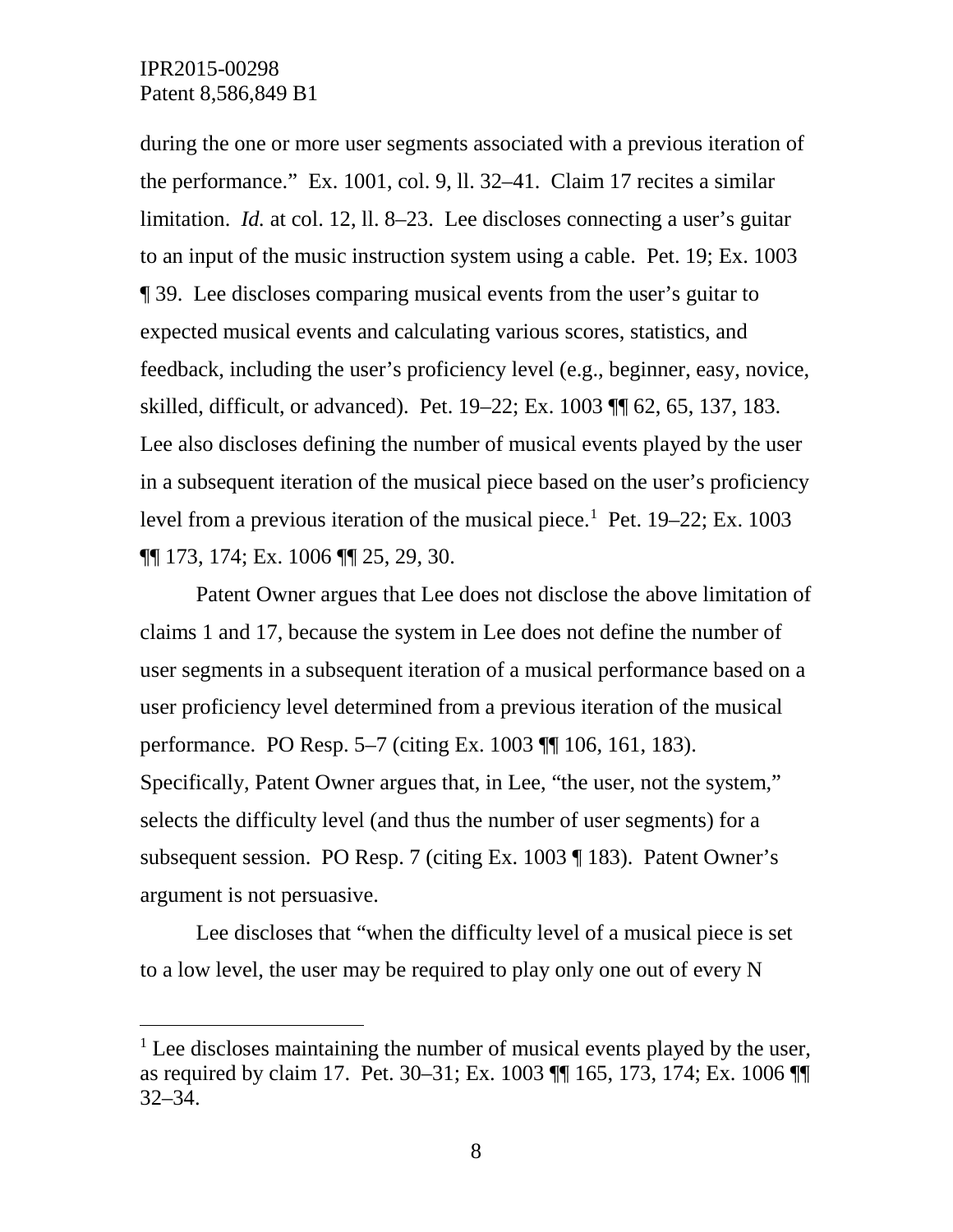during the one or more user segments associated with a previous iteration of the performance." Ex. 1001, col. 9, ll. 32–41. Claim 17 recites a similar limitation. *Id.* at col. 12, ll. 8–23. Lee discloses connecting a user's guitar to an input of the music instruction system using a cable. Pet. 19; Ex. 1003 ¶ 39. Lee discloses comparing musical events from the user's guitar to expected musical events and calculating various scores, statistics, and feedback, including the user's proficiency level (e.g., beginner, easy, novice, skilled, difficult, or advanced). Pet. 19–22; Ex. 1003 ¶¶ 62, 65, 137, 183. Lee also discloses defining the number of musical events played by the user in a subsequent iteration of the musical piece based on the user's proficiency level from a previous iteration of the musical piece.[1] Pet. 19–22; Ex. 1003 ¶¶ 173, 174; Ex. 1006 ¶¶ 25, 29, 30.

Patent Owner argues that Lee does not disclose the above limitation of claims 1 and 17, because the system in Lee does not define the number of user segments in a subsequent iteration of a musical performance based on a user proficiency level determined from a previous iteration of the musical performance. PO Resp. 5–7 (citing Ex. 1003 ¶¶ 106, 161, 183). Specifically, Patent Owner argues that, in Lee, "the user, not the system," selects the difficulty level (and thus the number of user segments) for a subsequent session. PO Resp. 7 (citing Ex. 1003 ¶ 183). Patent Owner's argument is not persuasive.

Lee discloses that "when the difficulty level of a musical piece is set to a low level, the user may be required to play only one out of every N

---

[1] Lee discloses maintaining the number of musical events played by the user, as required by claim 17. Pet. 30–31; Ex. 1003 ¶¶ 165, 173, 174; Ex. 1006 ¶¶ 32–34.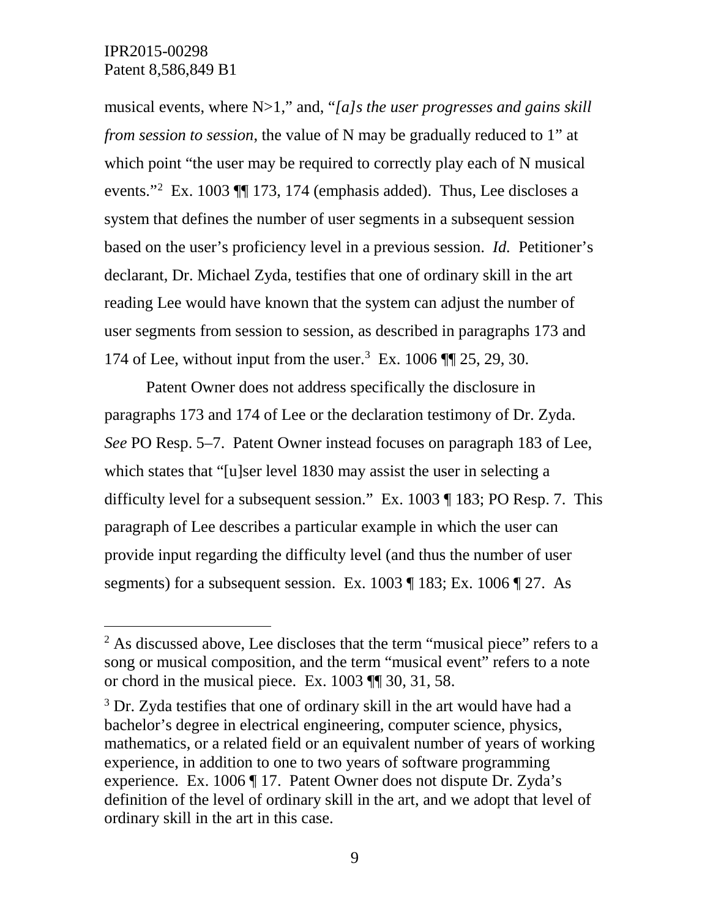musical events, where N>1," and, "*[a]s the user progresses and gains skill from session to session*, the value of N may be gradually reduced to 1" at which point "the user may be required to correctly play each of N musical events."[2] Ex. 1003 ¶¶ 173, 174 (emphasis added). Thus, Lee discloses a system that defines the number of user segments in a subsequent session based on the user's proficiency level in a previous session. *Id.* Petitioner's declarant, Dr. Michael Zyda, testifies that one of ordinary skill in the art reading Lee would have known that the system can adjust the number of user segments from session to session, as described in paragraphs 173 and 174 of Lee, without input from the user.[3] Ex. 1006 ¶¶ 25, 29, 30.

Patent Owner does not address specifically the disclosure in paragraphs 173 and 174 of Lee or the declaration testimony of Dr. Zyda. *See* PO Resp. 5–7. Patent Owner instead focuses on paragraph 183 of Lee, which states that "[u]ser level 1830 may assist the user in selecting a difficulty level for a subsequent session." Ex. 1003 ¶ 183; PO Resp. 7. This paragraph of Lee describes a particular example in which the user can provide input regarding the difficulty level (and thus the number of user segments) for a subsequent session. Ex. 1003 ¶ 183; Ex. 1006 ¶ 27. As

---

[2] As discussed above, Lee discloses that the term "musical piece" refers to a song or musical composition, and the term "musical event" refers to a note or chord in the musical piece. Ex. 1003 ¶¶ 30, 31, 58.

[3] Dr. Zyda testifies that one of ordinary skill in the art would have had a bachelor's degree in electrical engineering, computer science, physics, mathematics, or a related field or an equivalent number of years of working experience, in addition to one to two years of software programming experience. Ex. 1006 ¶ 17. Patent Owner does not dispute Dr. Zyda's definition of the level of ordinary skill in the art, and we adopt that level of ordinary skill in the art in this case.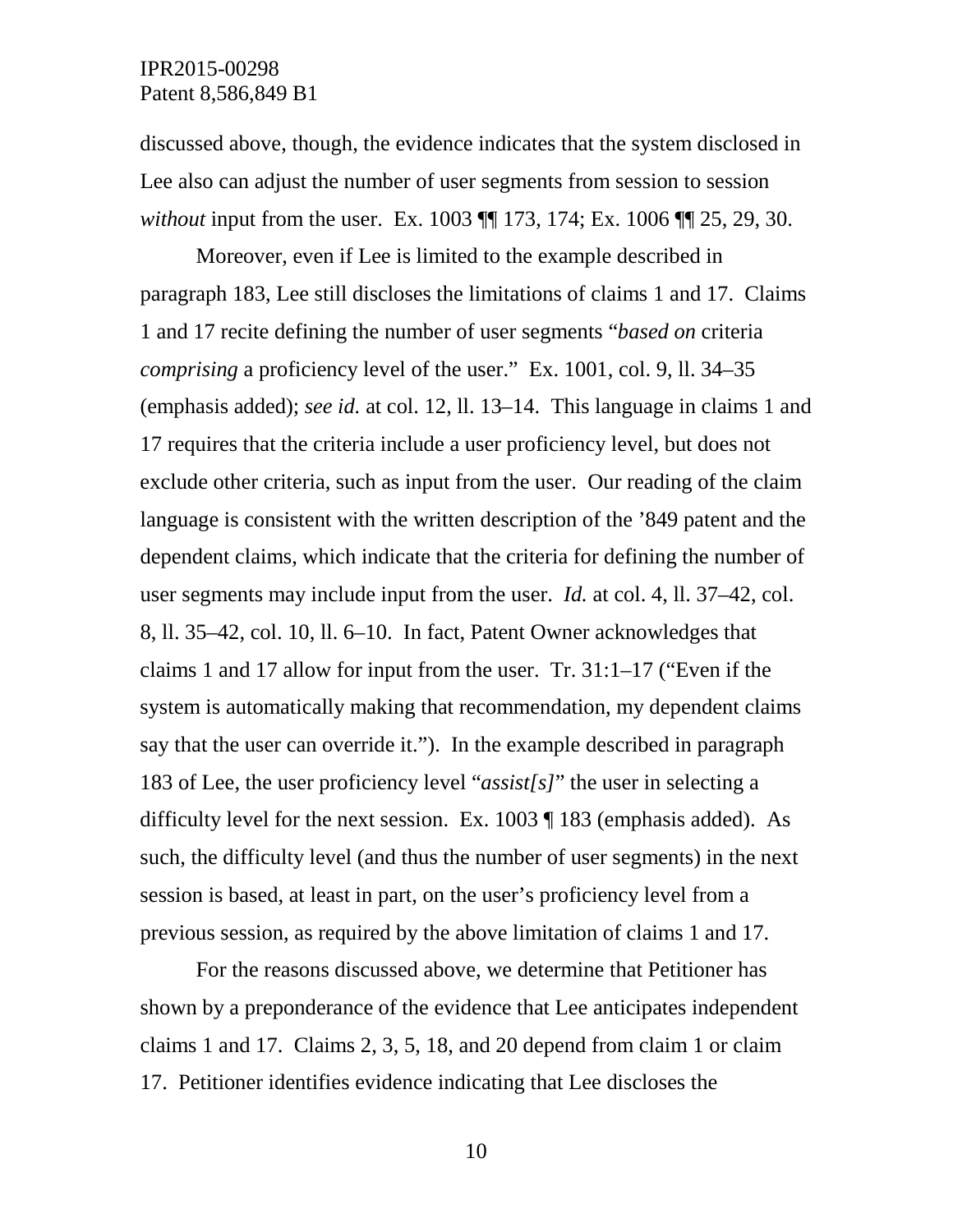discussed above, though, the evidence indicates that the system disclosed in Lee also can adjust the number of user segments from session to session *without* input from the user. Ex. 1003 ¶¶ 173, 174; Ex. 1006 ¶¶ 25, 29, 30.

Moreover, even if Lee is limited to the example described in paragraph 183, Lee still discloses the limitations of claims 1 and 17. Claims 1 and 17 recite defining the number of user segments "*based on* criteria *comprising* a proficiency level of the user." Ex. 1001, col. 9, ll. 34–35 (emphasis added); *see id.* at col. 12, ll. 13–14. This language in claims 1 and 17 requires that the criteria include a user proficiency level, but does not exclude other criteria, such as input from the user. Our reading of the claim language is consistent with the written description of the '849 patent and the dependent claims, which indicate that the criteria for defining the number of user segments may include input from the user. *Id.* at col. 4, ll. 37–42, col. 8, ll. 35–42, col. 10, ll. 6–10. In fact, Patent Owner acknowledges that claims 1 and 17 allow for input from the user. Tr. 31:1–17 ("Even if the system is automatically making that recommendation, my dependent claims say that the user can override it."). In the example described in paragraph 183 of Lee, the user proficiency level "*assist[s]*" the user in selecting a difficulty level for the next session. Ex. 1003 ¶ 183 (emphasis added). As such, the difficulty level (and thus the number of user segments) in the next session is based, at least in part, on the user's proficiency level from a previous session, as required by the above limitation of claims 1 and 17.

For the reasons discussed above, we determine that Petitioner has shown by a preponderance of the evidence that Lee anticipates independent claims 1 and 17. Claims 2, 3, 5, 18, and 20 depend from claim 1 or claim 17. Petitioner identifies evidence indicating that Lee discloses the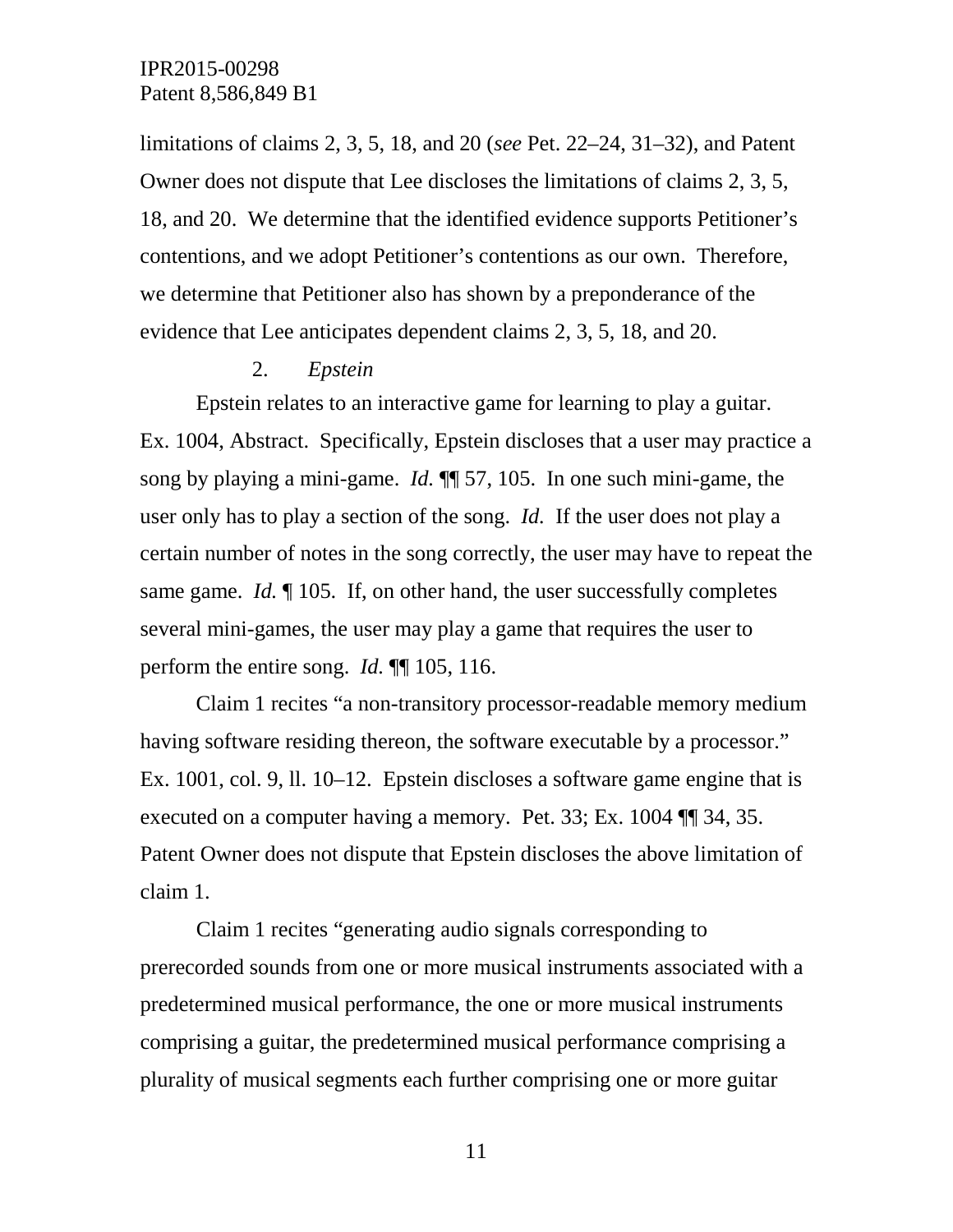limitations of claims 2, 3, 5, 18, and 20 (*see* Pet. 22–24, 31–32), and Patent Owner does not dispute that Lee discloses the limitations of claims 2, 3, 5, 18, and 20. We determine that the identified evidence supports Petitioner's contentions, and we adopt Petitioner's contentions as our own. Therefore, we determine that Petitioner also has shown by a preponderance of the evidence that Lee anticipates dependent claims 2, 3, 5, 18, and 20.

2. *Epstein*

Epstein relates to an interactive game for learning to play a guitar. Ex. 1004, Abstract. Specifically, Epstein discloses that a user may practice a song by playing a mini-game. *Id.* ¶¶ 57, 105. In one such mini-game, the user only has to play a section of the song. *Id.* If the user does not play a certain number of notes in the song correctly, the user may have to repeat the same game. *Id.* ¶ 105. If, on other hand, the user successfully completes several mini-games, the user may play a game that requires the user to perform the entire song. *Id.* ¶¶ 105, 116.

Claim 1 recites "a non-transitory processor-readable memory medium having software residing thereon, the software executable by a processor." Ex. 1001, col. 9, ll. 10–12. Epstein discloses a software game engine that is executed on a computer having a memory. Pet. 33; Ex. 1004 ¶¶ 34, 35. Patent Owner does not dispute that Epstein discloses the above limitation of claim 1.

Claim 1 recites "generating audio signals corresponding to prerecorded sounds from one or more musical instruments associated with a predetermined musical performance, the one or more musical instruments comprising a guitar, the predetermined musical performance comprising a plurality of musical segments each further comprising one or more guitar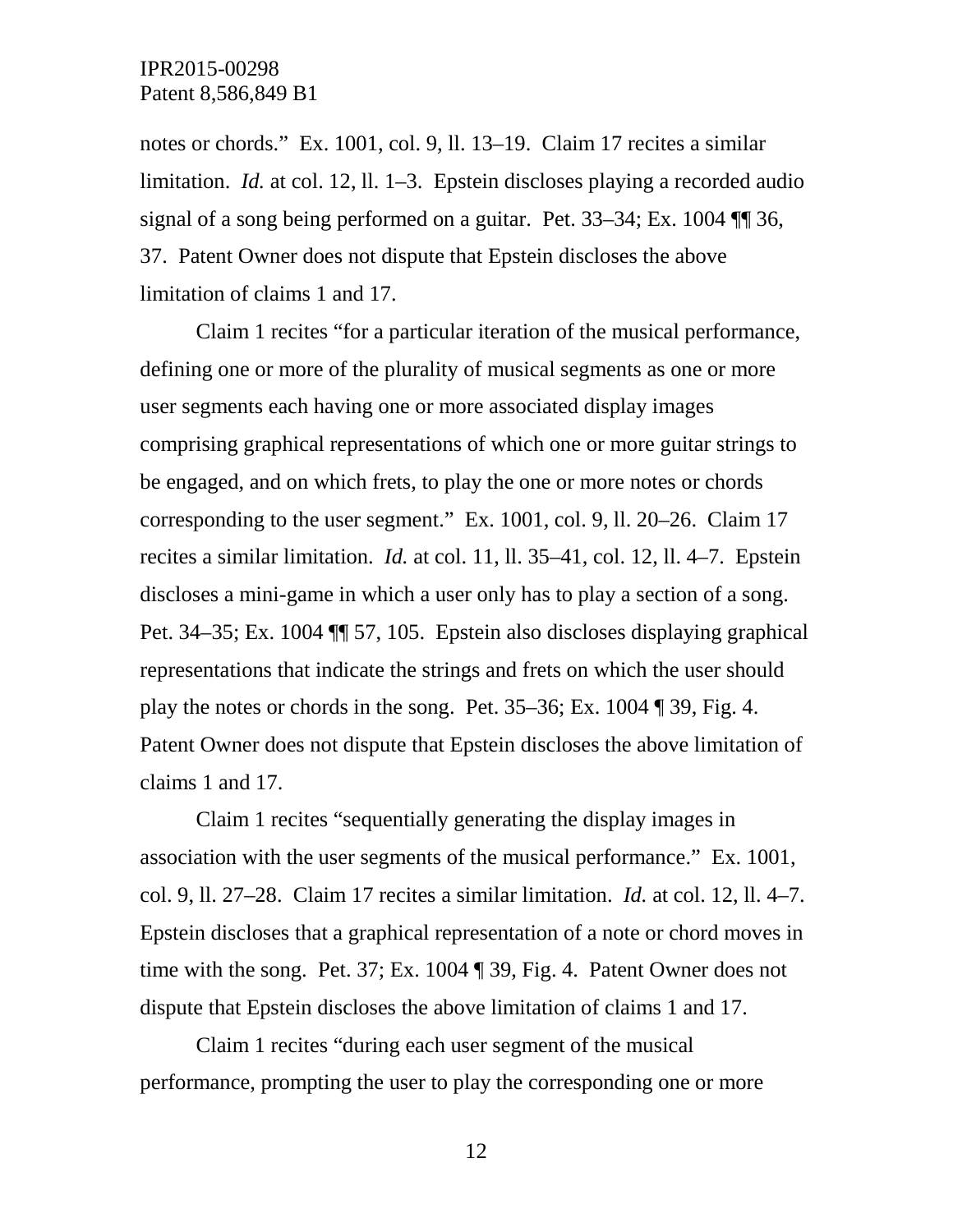notes or chords." Ex. 1001, col. 9, ll. 13–19. Claim 17 recites a similar limitation. *Id.* at col. 12, ll. 1–3. Epstein discloses playing a recorded audio signal of a song being performed on a guitar. Pet. 33–34; Ex. 1004 ¶¶ 36, 37. Patent Owner does not dispute that Epstein discloses the above limitation of claims 1 and 17.

Claim 1 recites "for a particular iteration of the musical performance, defining one or more of the plurality of musical segments as one or more user segments each having one or more associated display images comprising graphical representations of which one or more guitar strings to be engaged, and on which frets, to play the one or more notes or chords corresponding to the user segment." Ex. 1001, col. 9, ll. 20–26. Claim 17 recites a similar limitation. *Id.* at col. 11, ll. 35–41, col. 12, ll. 4–7. Epstein discloses a mini-game in which a user only has to play a section of a song. Pet. 34–35; Ex. 1004 ¶¶ 57, 105. Epstein also discloses displaying graphical representations that indicate the strings and frets on which the user should play the notes or chords in the song. Pet. 35–36; Ex. 1004 ¶ 39, Fig. 4. Patent Owner does not dispute that Epstein discloses the above limitation of claims 1 and 17.

Claim 1 recites "sequentially generating the display images in association with the user segments of the musical performance." Ex. 1001, col. 9, ll. 27–28. Claim 17 recites a similar limitation. *Id.* at col. 12, ll. 4–7. Epstein discloses that a graphical representation of a note or chord moves in time with the song. Pet. 37; Ex. 1004 ¶ 39, Fig. 4. Patent Owner does not dispute that Epstein discloses the above limitation of claims 1 and 17.

Claim 1 recites "during each user segment of the musical performance, prompting the user to play the corresponding one or more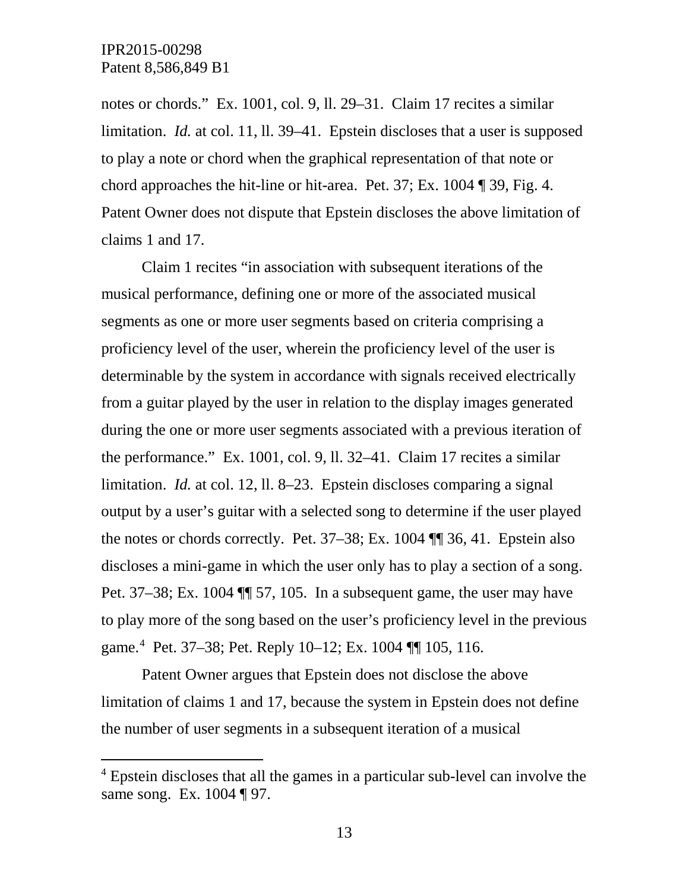notes or chords." Ex. 1001, col. 9, ll. 29–31. Claim 17 recites a similar limitation. *Id.* at col. 11, ll. 39–41. Epstein discloses that a user is supposed to play a note or chord when the graphical representation of that note or chord approaches the hit-line or hit-area. Pet. 37; Ex. 1004 ¶ 39, Fig. 4. Patent Owner does not dispute that Epstein discloses the above limitation of claims 1 and 17.

Claim 1 recites "in association with subsequent iterations of the musical performance, defining one or more of the associated musical segments as one or more user segments based on criteria comprising a proficiency level of the user, wherein the proficiency level of the user is determinable by the system in accordance with signals received electrically from a guitar played by the user in relation to the display images generated during the one or more user segments associated with a previous iteration of the performance." Ex. 1001, col. 9, ll. 32–41. Claim 17 recites a similar limitation. *Id.* at col. 12, ll. 8–23. Epstein discloses comparing a signal output by a user's guitar with a selected song to determine if the user played the notes or chords correctly. Pet. 37–38; Ex. 1004 ¶¶ 36, 41. Epstein also discloses a mini-game in which the user only has to play a section of a song. Pet. 37–38; Ex. 1004 ¶¶ 57, 105. In a subsequent game, the user may have to play more of the song based on the user's proficiency level in the previous game.[4] Pet. 37–38; Pet. Reply 10–12; Ex. 1004 ¶¶ 105, 116.

Patent Owner argues that Epstein does not disclose the above limitation of claims 1 and 17, because the system in Epstein does not define the number of user segments in a subsequent iteration of a musical

[4] Epstein discloses that all the games in a particular sub-level can involve the same song. Ex. 1004 ¶ 97.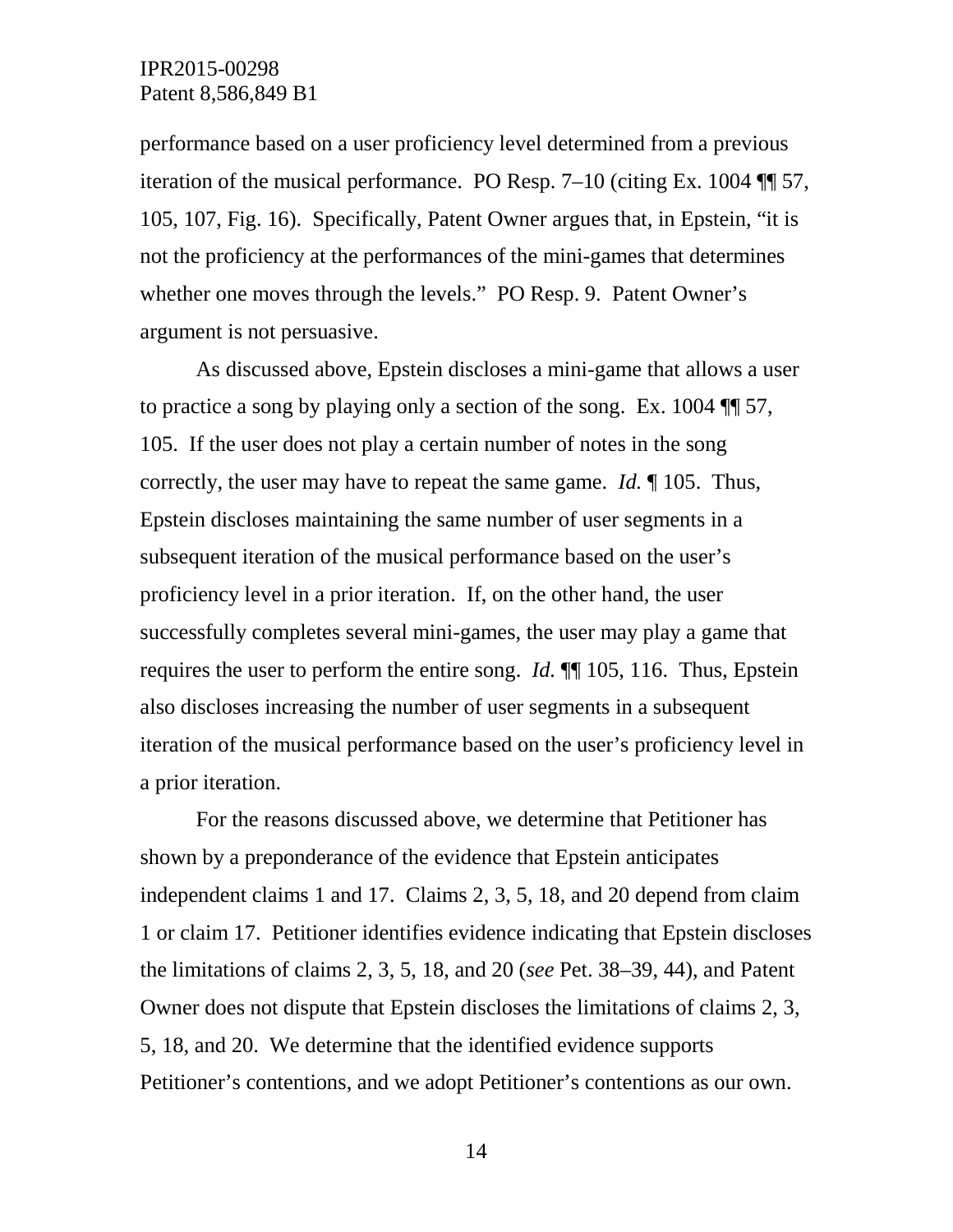performance based on a user proficiency level determined from a previous iteration of the musical performance. PO Resp. 7–10 (citing Ex. 1004 ¶¶ 57, 105, 107, Fig. 16). Specifically, Patent Owner argues that, in Epstein, "it is not the proficiency at the performances of the mini-games that determines whether one moves through the levels." PO Resp. 9. Patent Owner's argument is not persuasive.

As discussed above, Epstein discloses a mini-game that allows a user to practice a song by playing only a section of the song. Ex. 1004 ¶¶ 57, 105. If the user does not play a certain number of notes in the song correctly, the user may have to repeat the same game. *Id.* ¶ 105. Thus, Epstein discloses maintaining the same number of user segments in a subsequent iteration of the musical performance based on the user's proficiency level in a prior iteration. If, on the other hand, the user successfully completes several mini-games, the user may play a game that requires the user to perform the entire song. *Id.* ¶¶ 105, 116. Thus, Epstein also discloses increasing the number of user segments in a subsequent iteration of the musical performance based on the user's proficiency level in a prior iteration.

For the reasons discussed above, we determine that Petitioner has shown by a preponderance of the evidence that Epstein anticipates independent claims 1 and 17. Claims 2, 3, 5, 18, and 20 depend from claim 1 or claim 17. Petitioner identifies evidence indicating that Epstein discloses the limitations of claims 2, 3, 5, 18, and 20 (*see* Pet. 38–39, 44), and Patent Owner does not dispute that Epstein discloses the limitations of claims 2, 3, 5, 18, and 20. We determine that the identified evidence supports Petitioner's contentions, and we adopt Petitioner's contentions as our own.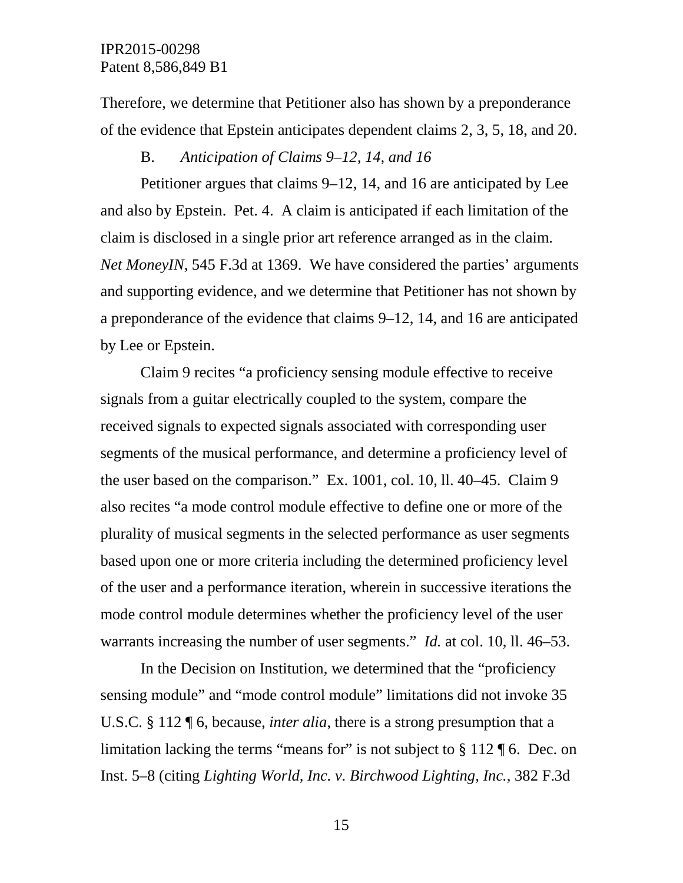Therefore, we determine that Petitioner also has shown by a preponderance of the evidence that Epstein anticipates dependent claims 2, 3, 5, 18, and 20.

B. *Anticipation of Claims 9–12, 14, and 16*

Petitioner argues that claims 9–12, 14, and 16 are anticipated by Lee and also by Epstein. Pet. 4. A claim is anticipated if each limitation of the claim is disclosed in a single prior art reference arranged as in the claim. *Net MoneyIN*, 545 F.3d at 1369. We have considered the parties' arguments and supporting evidence, and we determine that Petitioner has not shown by a preponderance of the evidence that claims 9–12, 14, and 16 are anticipated by Lee or Epstein.

Claim 9 recites "a proficiency sensing module effective to receive signals from a guitar electrically coupled to the system, compare the received signals to expected signals associated with corresponding user segments of the musical performance, and determine a proficiency level of the user based on the comparison." Ex. 1001, col. 10, ll. 40–45. Claim 9 also recites "a mode control module effective to define one or more of the plurality of musical segments in the selected performance as user segments based upon one or more criteria including the determined proficiency level of the user and a performance iteration, wherein in successive iterations the mode control module determines whether the proficiency level of the user warrants increasing the number of user segments." *Id.* at col. 10, ll. 46–53.

In the Decision on Institution, we determined that the "proficiency sensing module" and "mode control module" limitations did not invoke 35 U.S.C. § 112 ¶ 6, because, *inter alia,* there is a strong presumption that a limitation lacking the terms "means for" is not subject to § 112 ¶ 6. Dec. on Inst. 5–8 (citing *Lighting World, Inc. v. Birchwood Lighting, Inc.*, 382 F.3d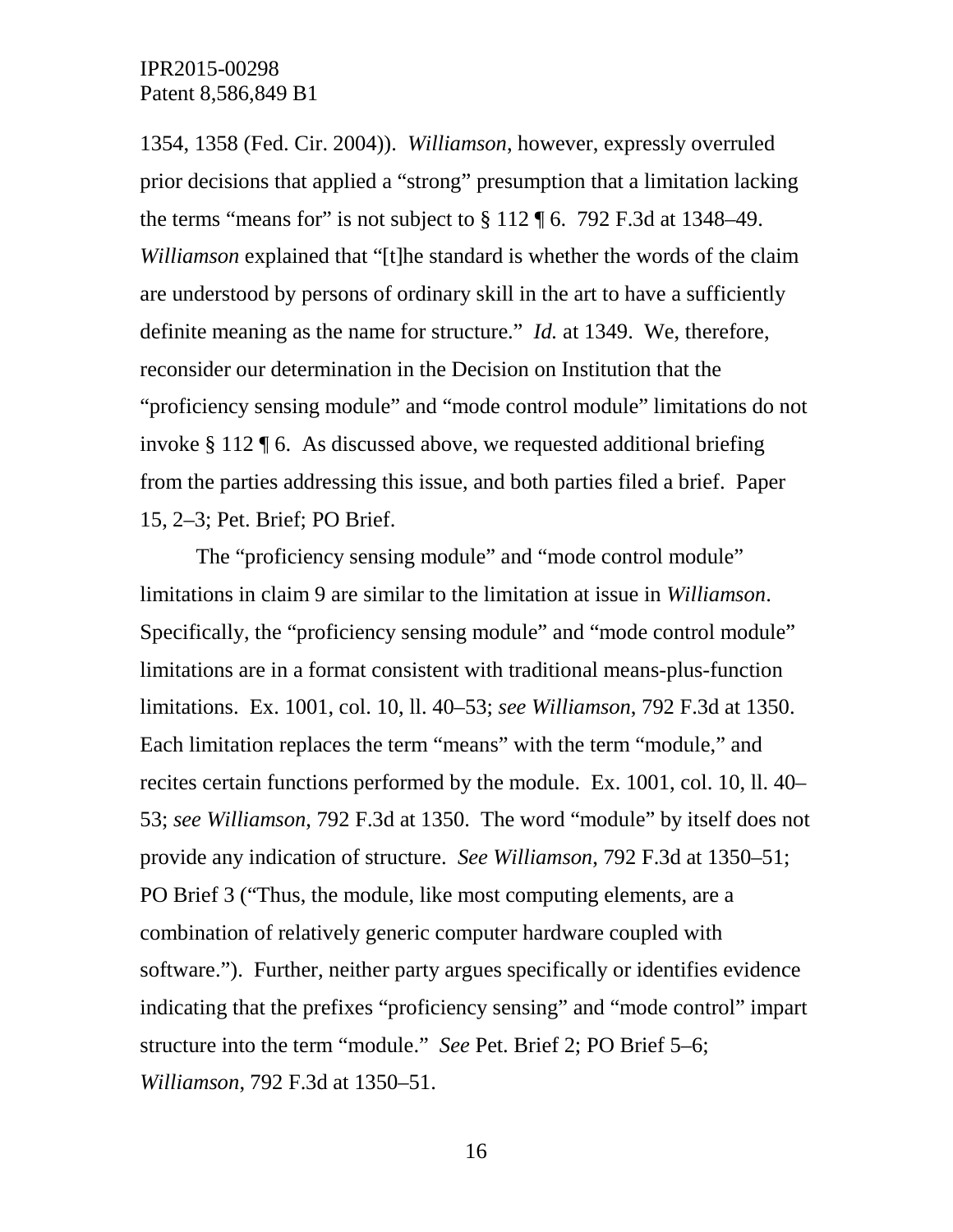1354, 1358 (Fed. Cir. 2004)). *Williamson*, however, expressly overruled prior decisions that applied a "strong" presumption that a limitation lacking the terms "means for" is not subject to § 112 ¶ 6. 792 F.3d at 1348–49. *Williamson* explained that "[t]he standard is whether the words of the claim are understood by persons of ordinary skill in the art to have a sufficiently definite meaning as the name for structure." *Id.* at 1349. We, therefore, reconsider our determination in the Decision on Institution that the "proficiency sensing module" and "mode control module" limitations do not invoke § 112 ¶ 6. As discussed above, we requested additional briefing from the parties addressing this issue, and both parties filed a brief. Paper 15, 2–3; Pet. Brief; PO Brief.

The "proficiency sensing module" and "mode control module" limitations in claim 9 are similar to the limitation at issue in *Williamson*. Specifically, the "proficiency sensing module" and "mode control module" limitations are in a format consistent with traditional means-plus-function limitations. Ex. 1001, col. 10, ll. 40–53; *see Williamson*, 792 F.3d at 1350. Each limitation replaces the term "means" with the term "module," and recites certain functions performed by the module. Ex. 1001, col. 10, ll. 40–53; *see Williamson*, 792 F.3d at 1350. The word "module" by itself does not provide any indication of structure. *See Williamson*, 792 F.3d at 1350–51; PO Brief 3 ("Thus, the module, like most computing elements, are a combination of relatively generic computer hardware coupled with software."). Further, neither party argues specifically or identifies evidence indicating that the prefixes "proficiency sensing" and "mode control" impart structure into the term "module." *See* Pet. Brief 2; PO Brief 5–6; *Williamson*, 792 F.3d at 1350–51.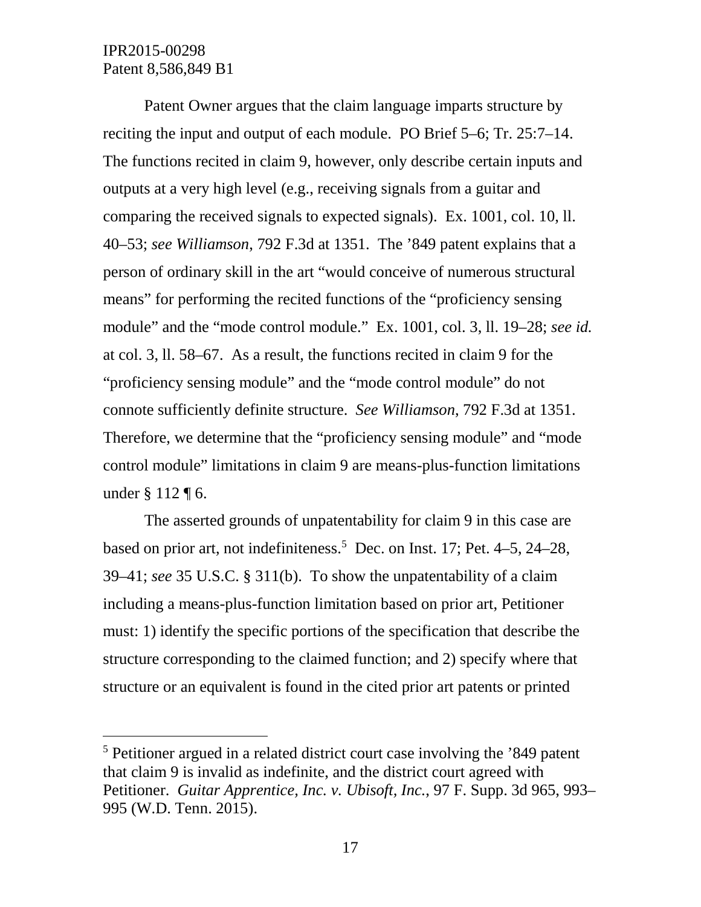Patent Owner argues that the claim language imparts structure by reciting the input and output of each module. PO Brief 5–6; Tr. 25:7–14. The functions recited in claim 9, however, only describe certain inputs and outputs at a very high level (e.g., receiving signals from a guitar and comparing the received signals to expected signals). Ex. 1001, col. 10, ll. 40–53; *see Williamson*, 792 F.3d at 1351. The '849 patent explains that a person of ordinary skill in the art "would conceive of numerous structural means" for performing the recited functions of the "proficiency sensing module" and the "mode control module." Ex. 1001, col. 3, ll. 19–28; *see id.* at col. 3, ll. 58–67. As a result, the functions recited in claim 9 for the "proficiency sensing module" and the "mode control module" do not connote sufficiently definite structure. *See Williamson*, 792 F.3d at 1351. Therefore, we determine that the "proficiency sensing module" and "mode control module" limitations in claim 9 are means-plus-function limitations under § 112 ¶ 6.

The asserted grounds of unpatentability for claim 9 in this case are based on prior art, not indefiniteness.[5] Dec. on Inst. 17; Pet. 4–5, 24–28, 39–41; *see* 35 U.S.C. § 311(b). To show the unpatentability of a claim including a means-plus-function limitation based on prior art, Petitioner must: 1) identify the specific portions of the specification that describe the structure corresponding to the claimed function; and 2) specify where that structure or an equivalent is found in the cited prior art patents or printed

---

[5] Petitioner argued in a related district court case involving the '849 patent that claim 9 is invalid as indefinite, and the district court agreed with Petitioner. *Guitar Apprentice, Inc. v. Ubisoft, Inc.*, 97 F. Supp. 3d 965, 993–995 (W.D. Tenn. 2015).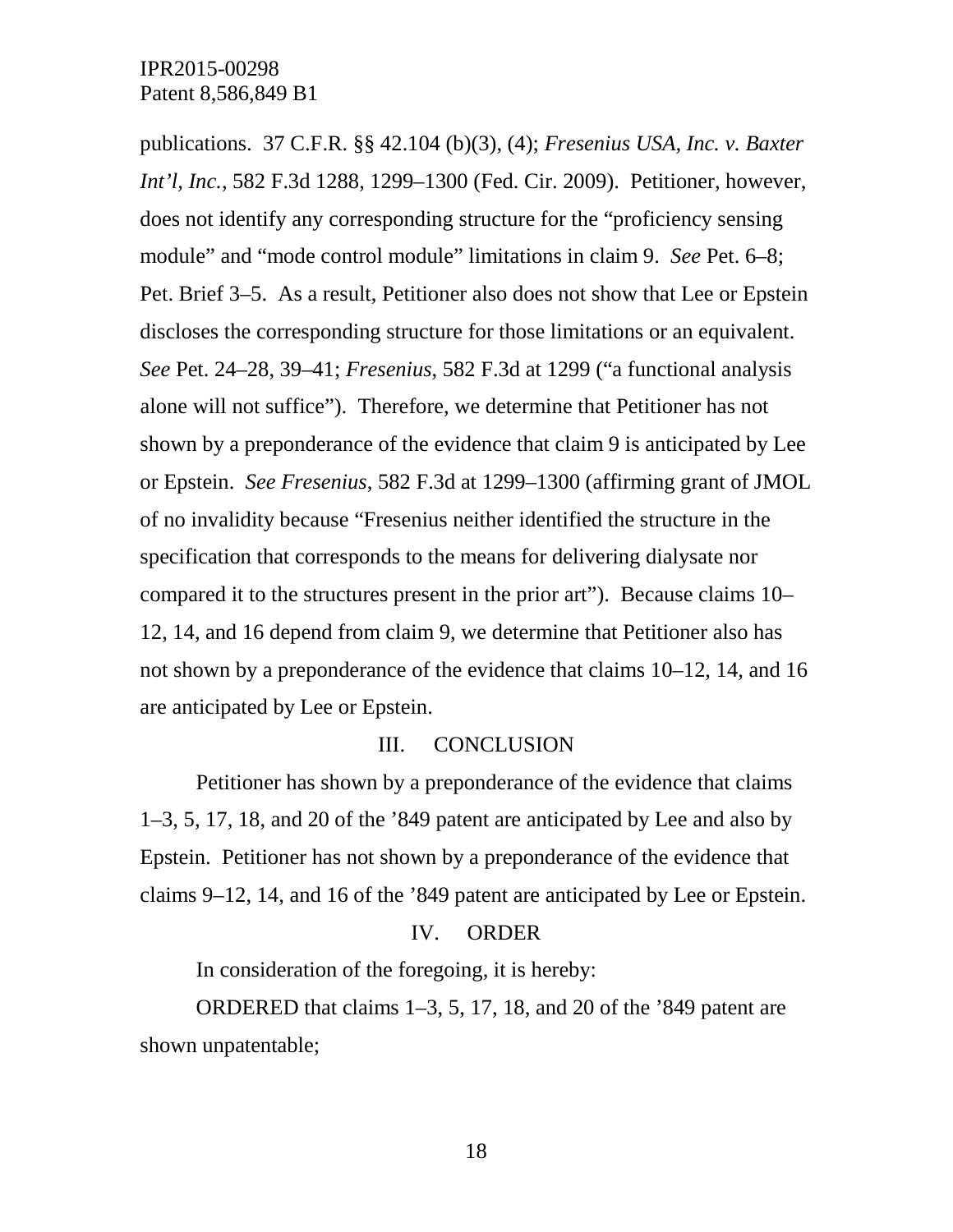publications. 37 C.F.R. §§ 42.104 (b)(3), (4); *Fresenius USA, Inc. v. Baxter Int'l, Inc.*, 582 F.3d 1288, 1299–1300 (Fed. Cir. 2009). Petitioner, however, does not identify any corresponding structure for the "proficiency sensing module" and "mode control module" limitations in claim 9. *See* Pet. 6–8; Pet. Brief 3–5. As a result, Petitioner also does not show that Lee or Epstein discloses the corresponding structure for those limitations or an equivalent. *See* Pet. 24–28, 39–41; *Fresenius*, 582 F.3d at 1299 ("a functional analysis alone will not suffice"). Therefore, we determine that Petitioner has not shown by a preponderance of the evidence that claim 9 is anticipated by Lee or Epstein. *See Fresenius*, 582 F.3d at 1299–1300 (affirming grant of JMOL of no invalidity because "Fresenius neither identified the structure in the specification that corresponds to the means for delivering dialysate nor compared it to the structures present in the prior art"). Because claims 10–12, 14, and 16 depend from claim 9, we determine that Petitioner also has not shown by a preponderance of the evidence that claims 10–12, 14, and 16 are anticipated by Lee or Epstein.

## III. CONCLUSION

Petitioner has shown by a preponderance of the evidence that claims 1–3, 5, 17, 18, and 20 of the '849 patent are anticipated by Lee and also by Epstein. Petitioner has not shown by a preponderance of the evidence that claims 9–12, 14, and 16 of the '849 patent are anticipated by Lee or Epstein.

## IV. ORDER

In consideration of the foregoing, it is hereby:

ORDERED that claims 1–3, 5, 17, 18, and 20 of the '849 patent are shown unpatentable;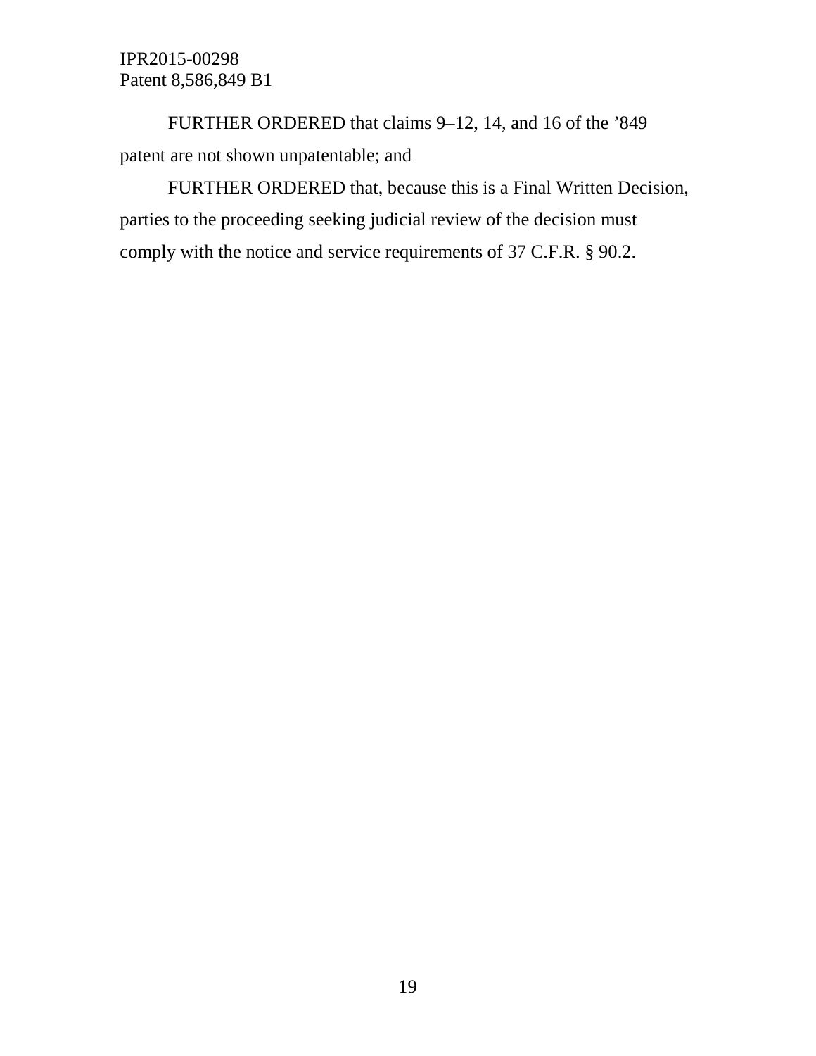FURTHER ORDERED that claims 9–12, 14, and 16 of the ’849 patent are not shown unpatentable; and

FURTHER ORDERED that, because this is a Final Written Decision, parties to the proceeding seeking judicial review of the decision must comply with the notice and service requirements of 37 C.F.R. § 90.2.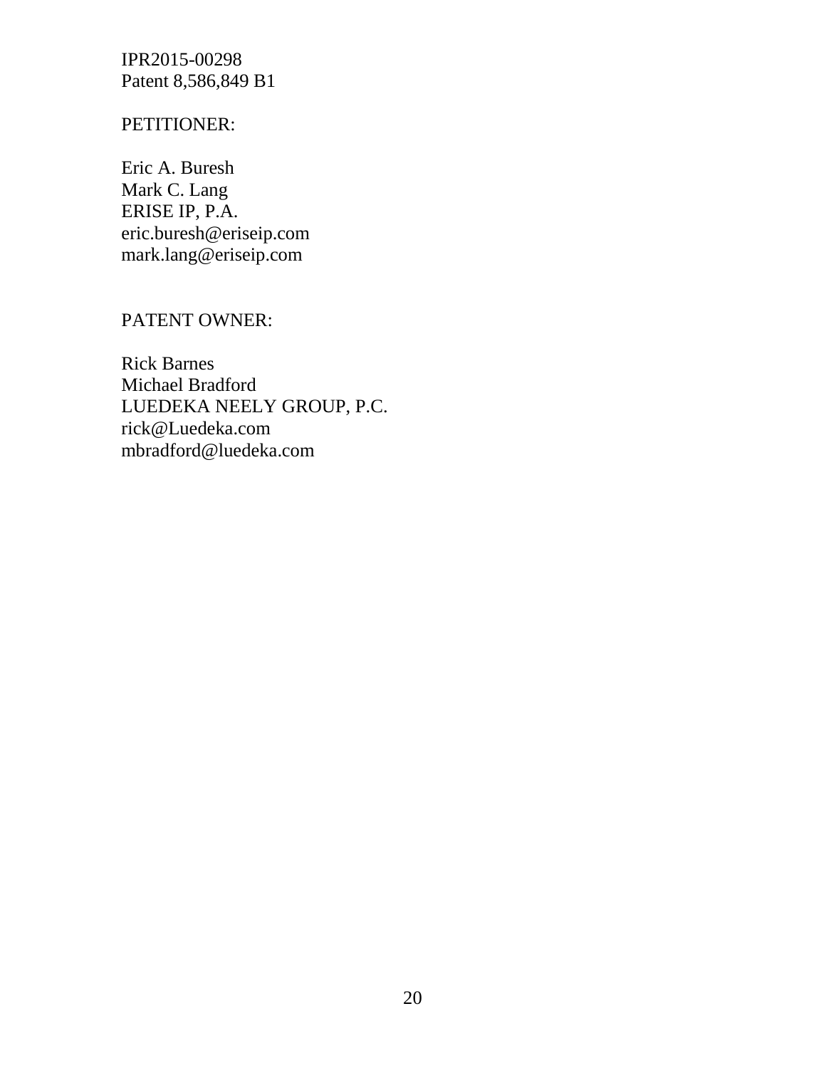PETITIONER:

Eric A. Buresh
Mark C. Lang
ERISE IP, P.A.
eric.buresh@eriseip.com
mark.lang@eriseip.com

PATENT OWNER:

Rick Barnes
Michael Bradford
LUEDEKA NEELY GROUP, P.C.
rick@Luedeka.com
mbradford@luedeka.com